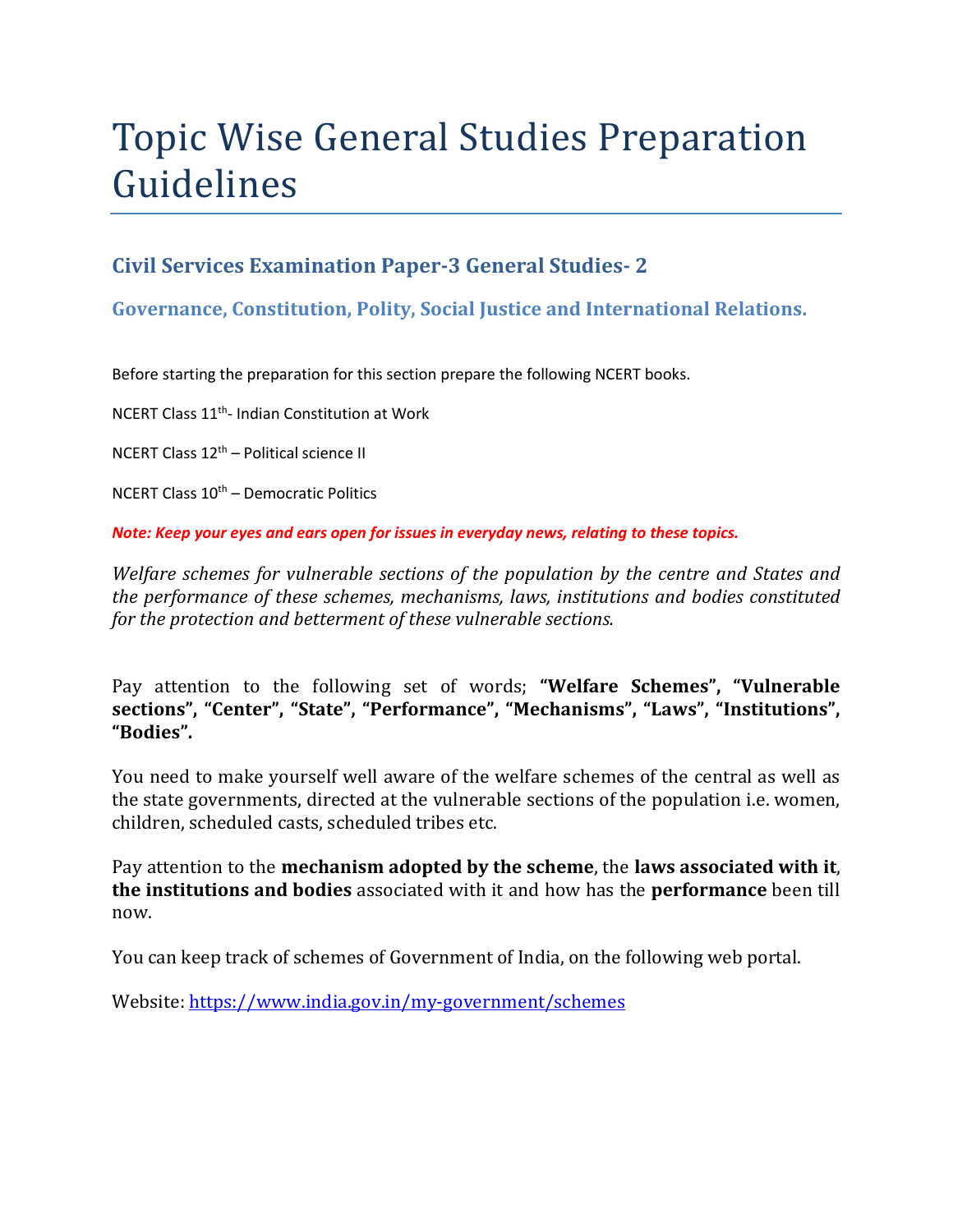# Topic Wise General Studies Preparation Guidelines

## Civil Services Examination Paper-3 General Studies- 2

### Governance, Constitution, Polity, Social Justice and International Relations.

Before starting the preparation for this section prepare the following NCERT books.

NCERT Class 11th- Indian Constitution at Work

NCERT Class 12th – Political science II

NCERT Class 10th – Democratic Politics

***Note: Keep your eyes and ears open for issues in everyday news, relating to these topics.***

*Welfare schemes for vulnerable sections of the population by the centre and States and the performance of these schemes, mechanisms, laws, institutions and bodies constituted for the protection and betterment of these vulnerable sections.*

Pay attention to the following set of words; **"Welfare Schemes", "Vulnerable sections", "Center", "State", "Performance", "Mechanisms", "Laws", "Institutions", "Bodies".**

You need to make yourself well aware of the welfare schemes of the central as well as the state governments, directed at the vulnerable sections of the population i.e. women, children, scheduled casts, scheduled tribes etc.

Pay attention to the **mechanism adopted by the scheme**, the **laws associated with it**, **the institutions and bodies** associated with it and how has the **performance** been till now.

You can keep track of schemes of Government of India, on the following web portal.

Website: https://www.india.gov.in/my-government/schemes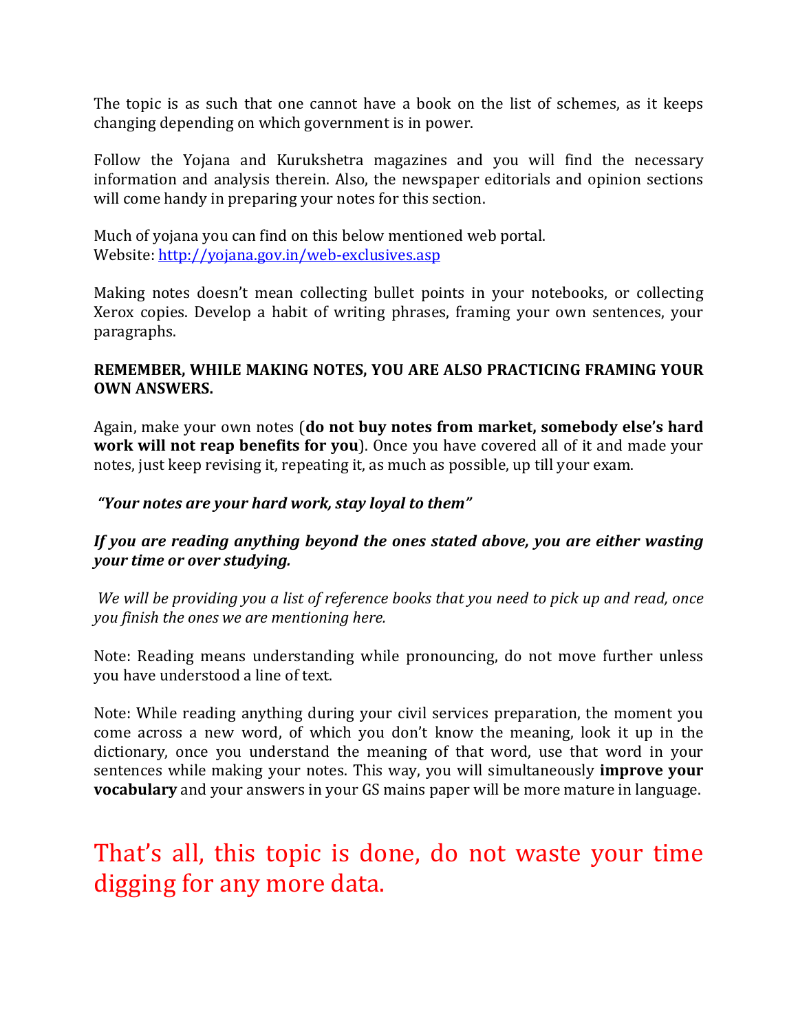The topic is as such that one cannot have a book on the list of schemes, as it keeps changing depending on which government is in power.

Follow the Yojana and Kurukshetra magazines and you will find the necessary information and analysis therein. Also, the newspaper editorials and opinion sections will come handy in preparing your notes for this section.

Much of yojana you can find on this below mentioned web portal.
Website: [http://yojana.gov.in/web-exclusives.asp](http://yojana.gov.in/web-exclusives.asp)

Making notes doesn't mean collecting bullet points in your notebooks, or collecting Xerox copies. Develop a habit of writing phrases, framing your own sentences, your paragraphs.

**REMEMBER, WHILE MAKING NOTES, YOU ARE ALSO PRACTICING FRAMING YOUR OWN ANSWERS.**

Again, make your own notes (**do not buy notes from market, somebody else's hard work will not reap benefits for you**). Once you have covered all of it and made your notes, just keep revising it, repeating it, as much as possible, up till your exam.

***"Your notes are your hard work, stay loyal to them"***

***If you are reading anything beyond the ones stated above, you are either wasting your time or over studying.***

*We will be providing you a list of reference books that you need to pick up and read, once you finish the ones we are mentioning here.*

Note: Reading means understanding while pronouncing, do not move further unless you have understood a line of text.

Note: While reading anything during your civil services preparation, the moment you come across a new word, of which you don't know the meaning, look it up in the dictionary, once you understand the meaning of that word, use that word in your sentences while making your notes. This way, you will simultaneously **improve your vocabulary** and your answers in your GS mains paper will be more mature in language.

That's all, this topic is done, do not waste your time digging for any more data.